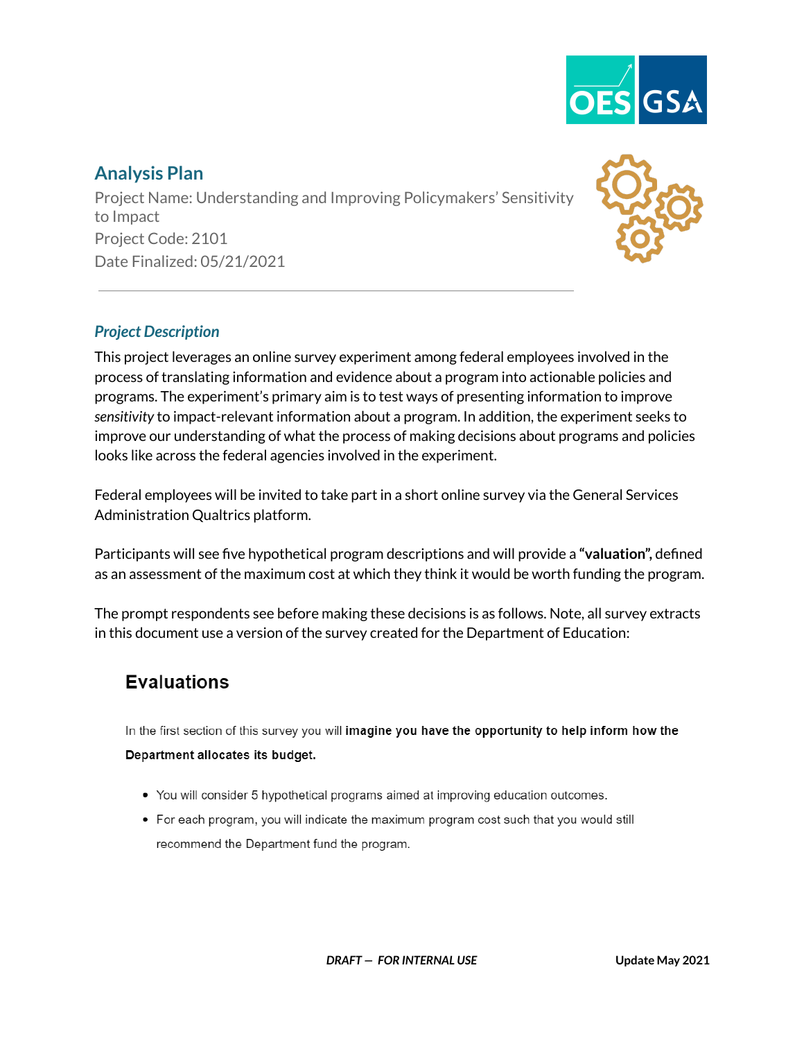# Analysis Plan

Project Name: Understanding and Improving Policymakers' Sensitivity to Impact
Project Code: 2101
Date Finalized: 05/21/2021

---

## *Project Description*

This project leverages an online survey experiment among federal employees involved in the process of translating information and evidence about a program into actionable policies and programs. The experiment's primary aim is to test ways of presenting information to improve *sensitivity* to impact-relevant information about a program. In addition, the experiment seeks to improve our understanding of what the process of making decisions about programs and policies looks like across the federal agencies involved in the experiment.

Federal employees will be invited to take part in a short online survey via the General Services Administration Qualtrics platform.

Participants will see five hypothetical program descriptions and will provide a **"valuation"**, defined as an assessment of the maximum cost at which they think it would be worth funding the program.

The prompt respondents see before making these decisions is as follows. Note, all survey extracts in this document use a version of the survey created for the Department of Education:

> ### Evaluations
>
> In the first section of this survey you will **imagine you have the opportunity to help inform how the Department allocates its budget.**
>
> - You will consider 5 hypothetical programs aimed at improving education outcomes.
> - For each program, you will indicate the maximum program cost such that you would still recommend the Department fund the program.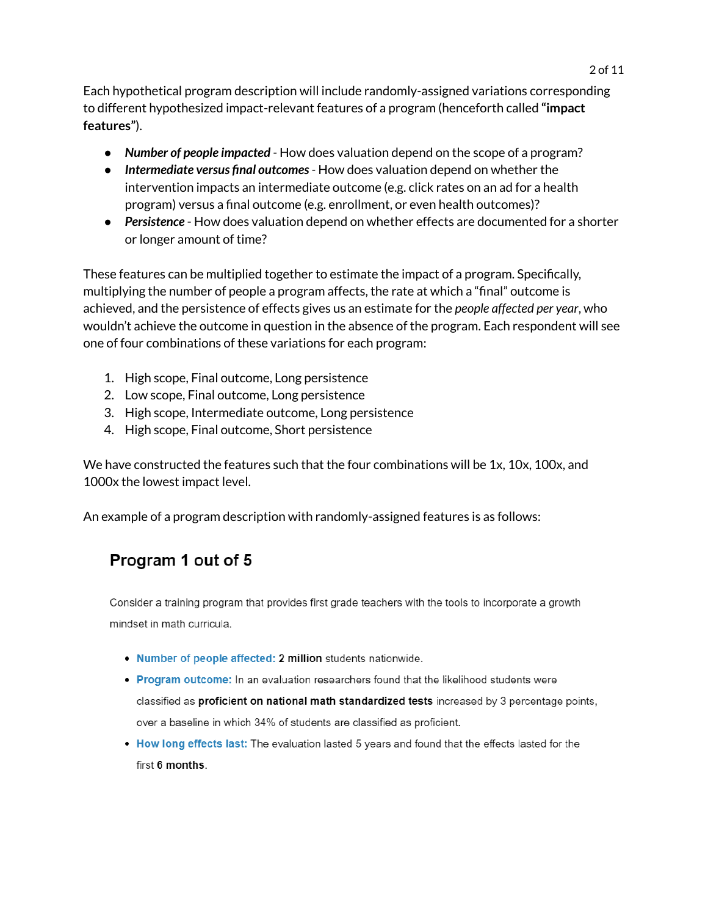Each hypothetical program description will include randomly-assigned variations corresponding to different hypothesized impact-relevant features of a program (henceforth called **"impact features"**).

- ***Number of people impacted*** - How does valuation depend on the scope of a program?
- ***Intermediate versus final outcomes*** - How does valuation depend on whether the intervention impacts an intermediate outcome (e.g. click rates on an ad for a health program) versus a final outcome (e.g. enrollment, or even health outcomes)?
- ***Persistence*** - How does valuation depend on whether effects are documented for a shorter or longer amount of time?

These features can be multiplied together to estimate the impact of a program. Specifically, multiplying the number of people a program affects, the rate at which a "final" outcome is achieved, and the persistence of effects gives us an estimate for the *people affected per year*, who wouldn't achieve the outcome in question in the absence of the program. Each respondent will see one of four combinations of these variations for each program:

1. High scope, Final outcome, Long persistence
2. Low scope, Final outcome, Long persistence
3. High scope, Intermediate outcome, Long persistence
4. High scope, Final outcome, Short persistence

We have constructed the features such that the four combinations will be 1x, 10x, 100x, and 1000x the lowest impact level.

An example of a program description with randomly-assigned features is as follows:

## Program 1 out of 5

Consider a training program that provides first grade teachers with the tools to incorporate a growth mindset in math curricula.

- **Number of people affected:** **2 million** students nationwide.
- **Program outcome:** In an evaluation researchers found that the likelihood students were classified as **proficient on national math standardized tests** increased by 3 percentage points, over a baseline in which 34% of students are classified as proficient.
- **How long effects last:** The evaluation lasted 5 years and found that the effects lasted for the first **6 months**.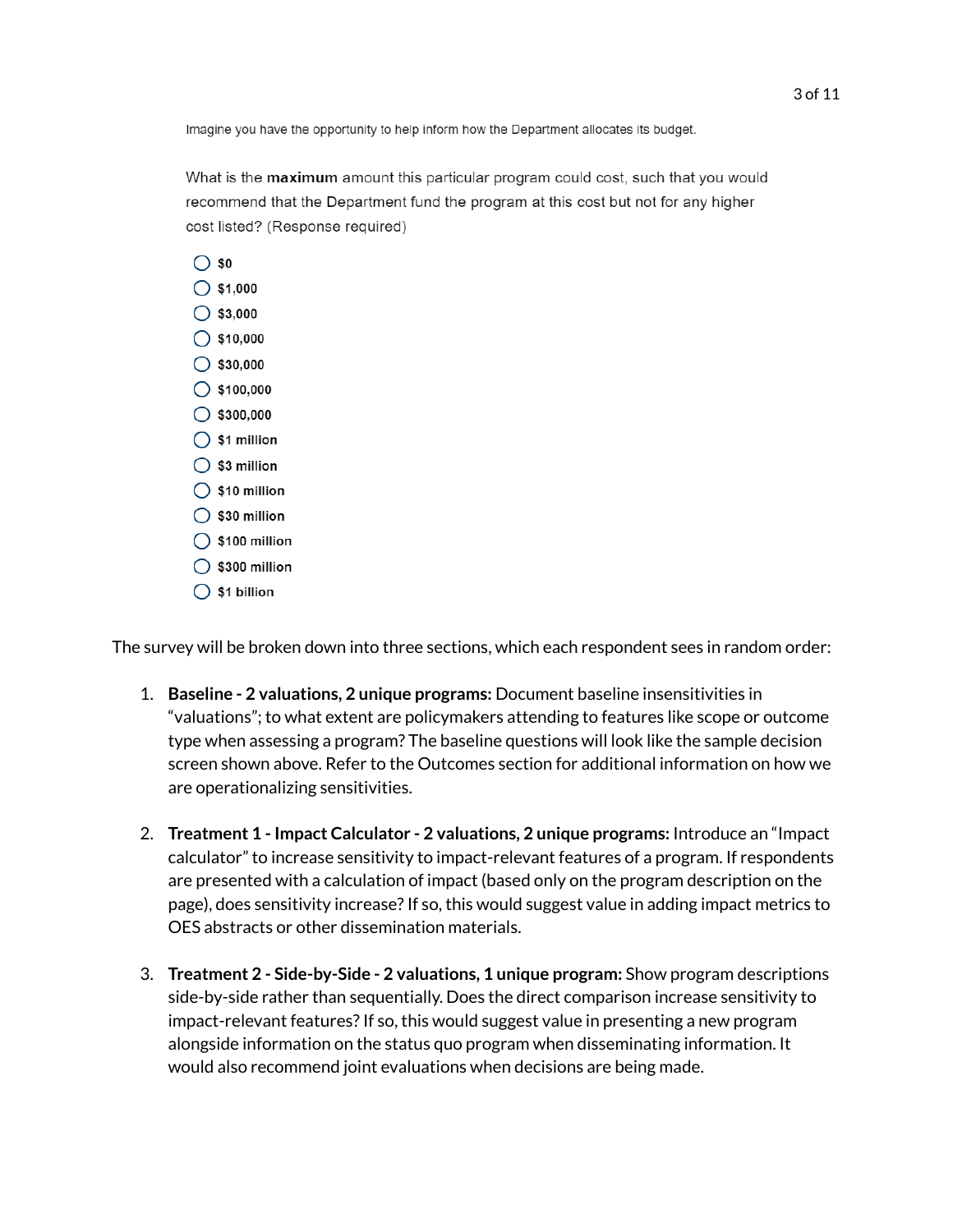Imagine you have the opportunity to help inform how the Department allocates its budget.

What is the **maximum** amount this particular program could cost, such that you would recommend that the Department fund the program at this cost but not for any higher cost listed? (Response required)

- ○ $0
- ○ $1,000
- ○ $3,000
- ○ $10,000
- ○ $30,000
- ○ $100,000
- ○ $300,000
- ○ $1 million
- ○ $3 million
- ○ $10 million
- ○ $30 million
- ○ $100 million
- ○ $300 million
- ○ $1 billion

The survey will be broken down into three sections, which each respondent sees in random order:

1. **Baseline - 2 valuations, 2 unique programs:** Document baseline insensitivities in "valuations"; to what extent are policymakers attending to features like scope or outcome type when assessing a program? The baseline questions will look like the sample decision screen shown above. Refer to the Outcomes section for additional information on how we are operationalizing sensitivities.

2. **Treatment 1 - Impact Calculator - 2 valuations, 2 unique programs:** Introduce an "Impact calculator" to increase sensitivity to impact-relevant features of a program. If respondents are presented with a calculation of impact (based only on the program description on the page), does sensitivity increase? If so, this would suggest value in adding impact metrics to OES abstracts or other dissemination materials.

3. **Treatment 2 - Side-by-Side - 2 valuations, 1 unique program:** Show program descriptions side-by-side rather than sequentially. Does the direct comparison increase sensitivity to impact-relevant features? If so, this would suggest value in presenting a new program alongside information on the status quo program when disseminating information. It would also recommend joint evaluations when decisions are being made.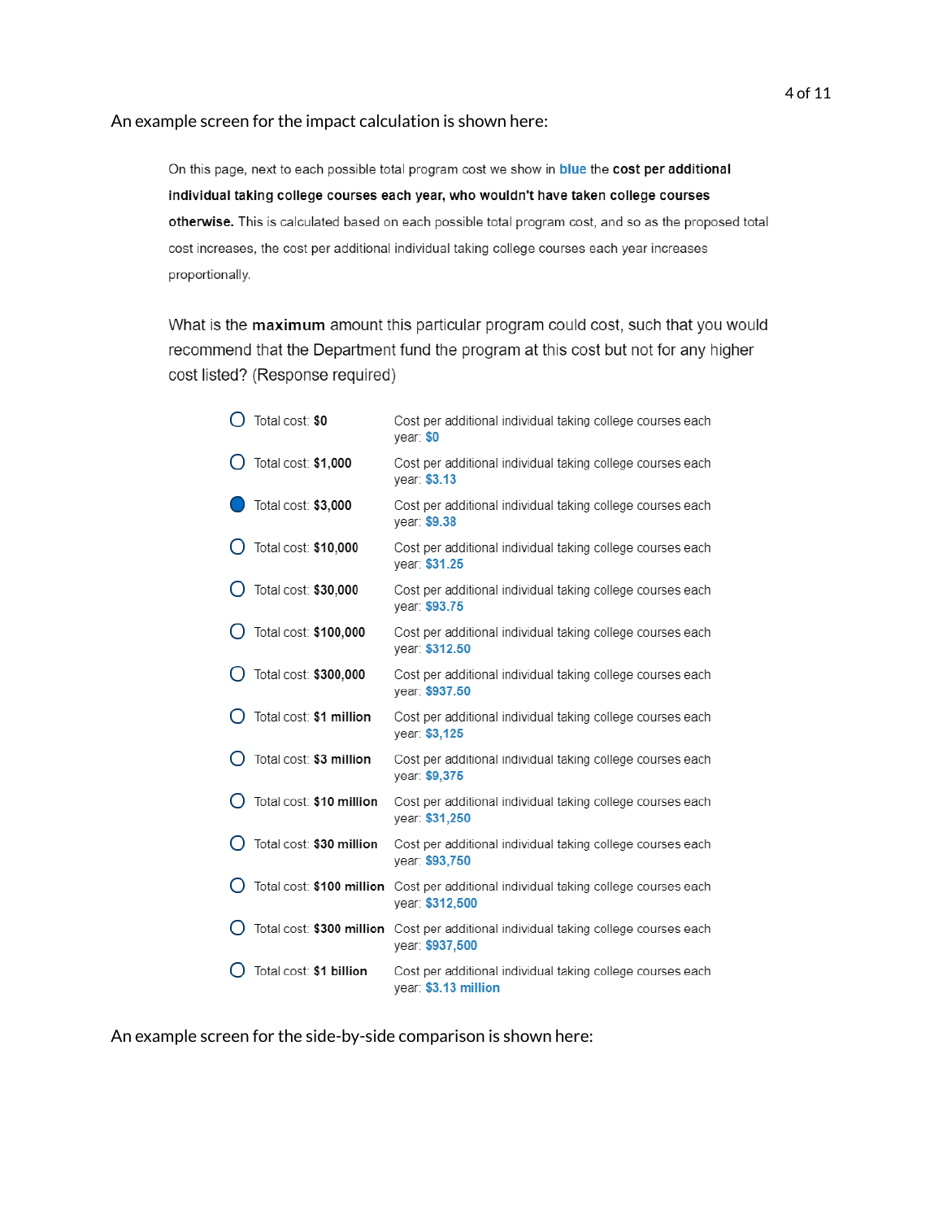An example screen for the impact calculation is shown here:

On this page, next to each possible total program cost we show in **blue** the **cost per additional individual taking college courses each year, who wouldn't have taken college courses otherwise.** This is calculated based on each possible total program cost, and so as the proposed total cost increases, the cost per additional individual taking college courses each year increases proportionally.

What is the **maximum** amount this particular program could cost, such that you would recommend that the Department fund the program at this cost but not for any higher cost listed? (Response required)

- ○ Total cost: **$0** — Cost per additional individual taking college courses each year: **$0**
- ○ Total cost: **$1,000** — Cost per additional individual taking college courses each year: **$3.13**
- ● Total cost: **$3,000** — Cost per additional individual taking college courses each year: **$9.38**
- ○ Total cost: **$10,000** — Cost per additional individual taking college courses each year: **$31.25**
- ○ Total cost: **$30,000** — Cost per additional individual taking college courses each year: **$93.75**
- ○ Total cost: **$100,000** — Cost per additional individual taking college courses each year: **$312.50**
- ○ Total cost: **$300,000** — Cost per additional individual taking college courses each year: **$937.50**
- ○ Total cost: **$1 million** — Cost per additional individual taking college courses each year: **$3,125**
- ○ Total cost: **$3 million** — Cost per additional individual taking college courses each year: **$9,375**
- ○ Total cost: **$10 million** — Cost per additional individual taking college courses each year: **$31,250**
- ○ Total cost: **$30 million** — Cost per additional individual taking college courses each year: **$93,750**
- ○ Total cost: **$100 million** — Cost per additional individual taking college courses each year: **$312,500**
- ○ Total cost: **$300 million** — Cost per additional individual taking college courses each year: **$937,500**
- ○ Total cost: **$1 billion** — Cost per additional individual taking college courses each year: **$3.13 million**

An example screen for the side-by-side comparison is shown here: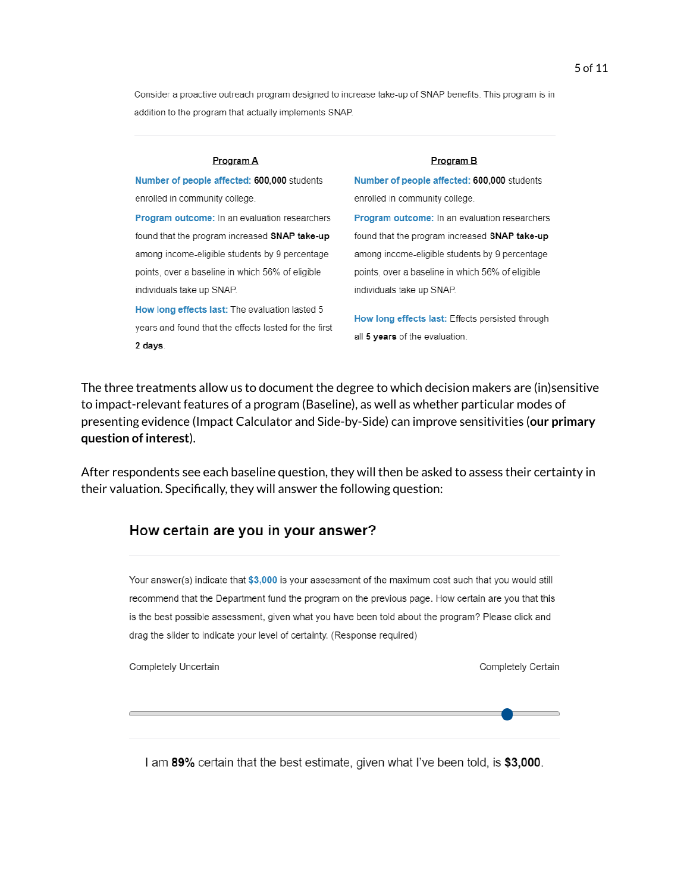Consider a proactive outreach program designed to increase take-up of SNAP benefits. This program is in addition to the program that actually implements SNAP.

---

**Program A**

**Number of people affected:** **600,000** students enrolled in community college.

**Program outcome:** In an evaluation researchers found that the program increased **SNAP take-up** among income-eligible students by 9 percentage points, over a baseline in which 56% of eligible individuals take up SNAP.

**How long effects last:** The evaluation lasted 5 years and found that the effects lasted for the first **2 days**.

**Program B**

**Number of people affected:** **600,000** students enrolled in community college.

**Program outcome:** In an evaluation researchers found that the program increased **SNAP take-up** among income-eligible students by 9 percentage points, over a baseline in which 56% of eligible individuals take up SNAP.

**How long effects last:** Effects persisted through all **5 years** of the evaluation.

The three treatments allow us to document the degree to which decision makers are (in)sensitive to impact-relevant features of a program (Baseline), as well as whether particular modes of presenting evidence (Impact Calculator and Side-by-Side) can improve sensitivities (**our primary question of interest**).

After respondents see each baseline question, they will then be asked to assess their certainty in their valuation. Specifically, they will answer the following question:

### How certain are you in your answer?

---

Your answer(s) indicate that **$3,000** is your assessment of the maximum cost such that you would still recommend that the Department fund the program on the previous page. How certain are you that this is the best possible assessment, given what you have been told about the program? Please click and drag the slider to indicate your level of certainty. (Response required)

Completely Uncertain — Completely Certain

---

I am **89%** certain that the best estimate, given what I've been told, is **$3,000**.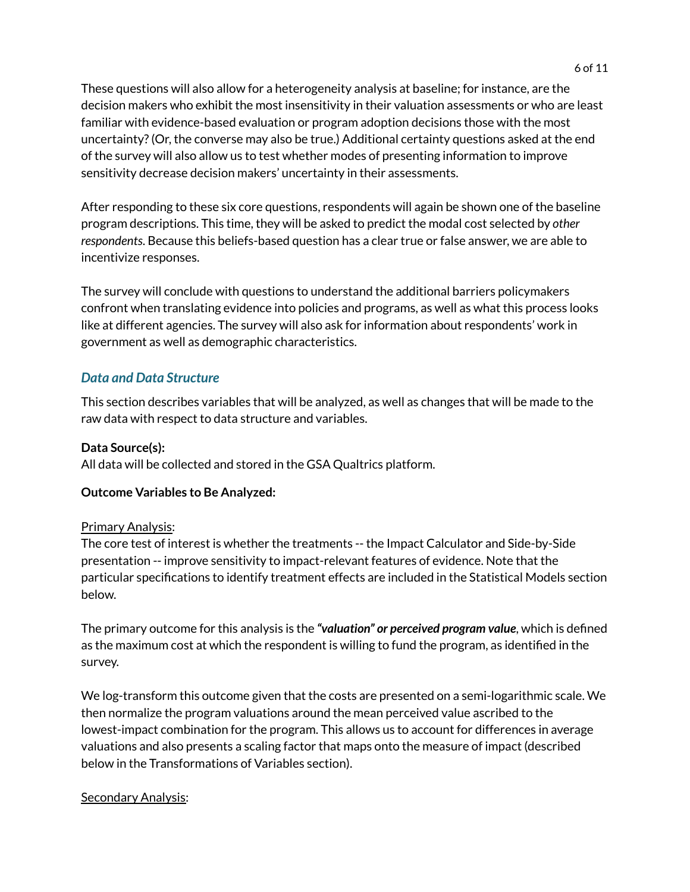These questions will also allow for a heterogeneity analysis at baseline; for instance, are the decision makers who exhibit the most insensitivity in their valuation assessments or who are least familiar with evidence-based evaluation or program adoption decisions those with the most uncertainty? (Or, the converse may also be true.) Additional certainty questions asked at the end of the survey will also allow us to test whether modes of presenting information to improve sensitivity decrease decision makers' uncertainty in their assessments.

After responding to these six core questions, respondents will again be shown one of the baseline program descriptions. This time, they will be asked to predict the modal cost selected by *other respondents*. Because this beliefs-based question has a clear true or false answer, we are able to incentivize responses.

The survey will conclude with questions to understand the additional barriers policymakers confront when translating evidence into policies and programs, as well as what this process looks like at different agencies. The survey will also ask for information about respondents' work in government as well as demographic characteristics.

## *Data and Data Structure*

This section describes variables that will be analyzed, as well as changes that will be made to the raw data with respect to data structure and variables.

**Data Source(s):**
All data will be collected and stored in the GSA Qualtrics platform.

**Outcome Variables to Be Analyzed:**

<u>Primary Analysis</u>:
The core test of interest is whether the treatments -- the Impact Calculator and Side-by-Side presentation -- improve sensitivity to impact-relevant features of evidence. Note that the particular specifications to identify treatment effects are included in the Statistical Models section below.

The primary outcome for this analysis is the ***"valuation" or perceived program value***, which is defined as the maximum cost at which the respondent is willing to fund the program, as identified in the survey.

We log-transform this outcome given that the costs are presented on a semi-logarithmic scale. We then normalize the program valuations around the mean perceived value ascribed to the lowest-impact combination for the program. This allows us to account for differences in average valuations and also presents a scaling factor that maps onto the measure of impact (described below in the Transformations of Variables section).

<u>Secondary Analysis</u>: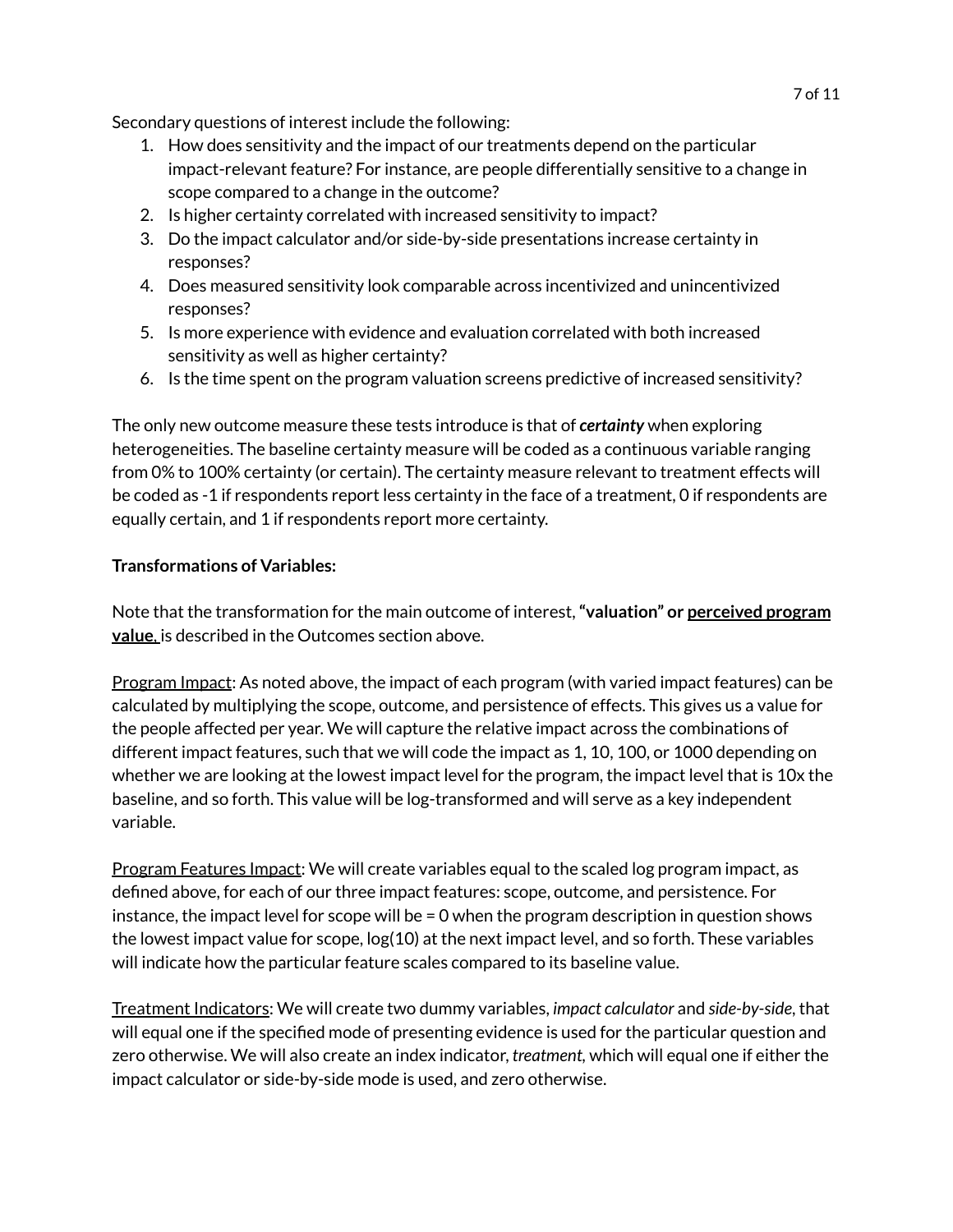Secondary questions of interest include the following:

1. How does sensitivity and the impact of our treatments depend on the particular impact-relevant feature? For instance, are people differentially sensitive to a change in scope compared to a change in the outcome?
2. Is higher certainty correlated with increased sensitivity to impact?
3. Do the impact calculator and/or side-by-side presentations increase certainty in responses?
4. Does measured sensitivity look comparable across incentivized and unincentivized responses?
5. Is more experience with evidence and evaluation correlated with both increased sensitivity as well as higher certainty?
6. Is the time spent on the program valuation screens predictive of increased sensitivity?

The only new outcome measure these tests introduce is that of ***certainty*** when exploring heterogeneities. The baseline certainty measure will be coded as a continuous variable ranging from 0% to 100% certainty (or certain). The certainty measure relevant to treatment effects will be coded as -1 if respondents report less certainty in the face of a treatment, 0 if respondents are equally certain, and 1 if respondents report more certainty.

**Transformations of Variables:**

Note that the transformation for the main outcome of interest, **"valuation" or perceived program value,** is described in the Outcomes section above.

Program Impact: As noted above, the impact of each program (with varied impact features) can be calculated by multiplying the scope, outcome, and persistence of effects. This gives us a value for the people affected per year. We will capture the relative impact across the combinations of different impact features, such that we will code the impact as 1, 10, 100, or 1000 depending on whether we are looking at the lowest impact level for the program, the impact level that is 10x the baseline, and so forth. This value will be log-transformed and will serve as a key independent variable.

Program Features Impact: We will create variables equal to the scaled log program impact, as defined above, for each of our three impact features: scope, outcome, and persistence. For instance, the impact level for scope will be = 0 when the program description in question shows the lowest impact value for scope, log(10) at the next impact level, and so forth. These variables will indicate how the particular feature scales compared to its baseline value.

Treatment Indicators: We will create two dummy variables, *impact calculator* and *side-by-side*, that will equal one if the specified mode of presenting evidence is used for the particular question and zero otherwise. We will also create an index indicator, *treatment*, which will equal one if either the impact calculator or side-by-side mode is used, and zero otherwise.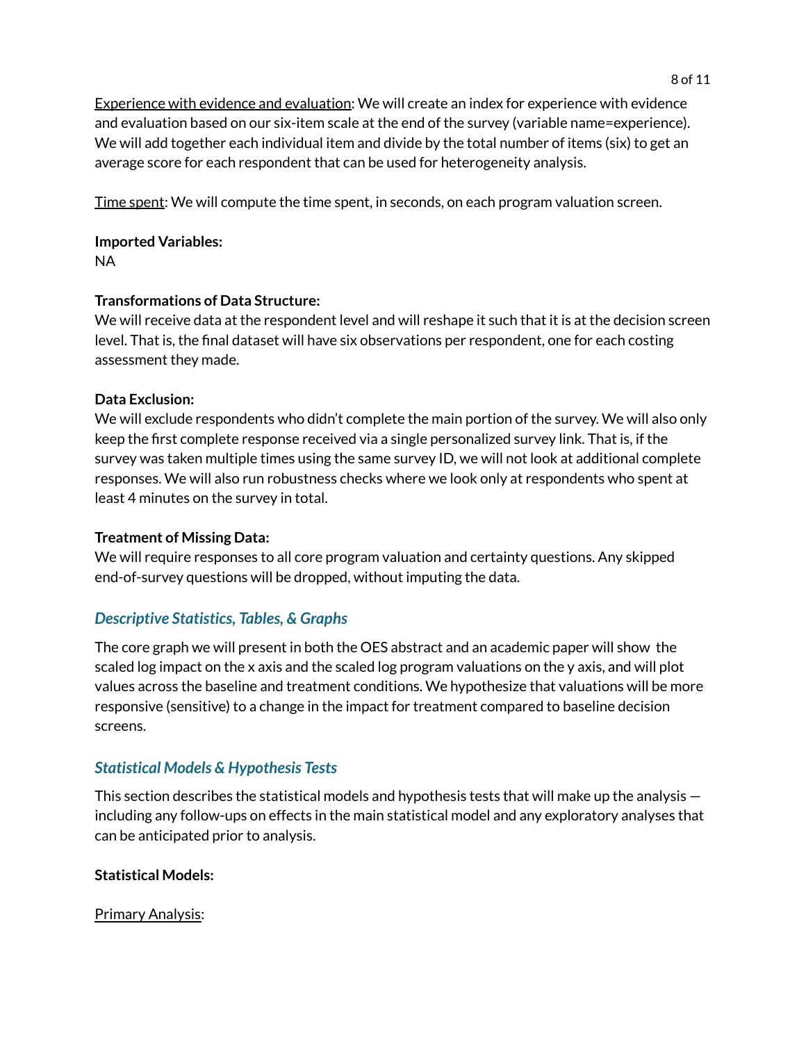Experience with evidence and evaluation: We will create an index for experience with evidence and evaluation based on our six-item scale at the end of the survey (variable name=experience). We will add together each individual item and divide by the total number of items (six) to get an average score for each respondent that can be used for heterogeneity analysis.

Time spent: We will compute the time spent, in seconds, on each program valuation screen.

**Imported Variables:**
NA

**Transformations of Data Structure:**
We will receive data at the respondent level and will reshape it such that it is at the decision screen level. That is, the final dataset will have six observations per respondent, one for each costing assessment they made.

**Data Exclusion:**
We will exclude respondents who didn't complete the main portion of the survey. We will also only keep the first complete response received via a single personalized survey link. That is, if the survey was taken multiple times using the same survey ID, we will not look at additional complete responses. We will also run robustness checks where we look only at respondents who spent at least 4 minutes on the survey in total.

**Treatment of Missing Data:**
We will require responses to all core program valuation and certainty questions. Any skipped end-of-survey questions will be dropped, without imputing the data.

## *Descriptive Statistics, Tables, & Graphs*

The core graph we will present in both the OES abstract and an academic paper will show the scaled log impact on the x axis and the scaled log program valuations on the y axis, and will plot values across the baseline and treatment conditions. We hypothesize that valuations will be more responsive (sensitive) to a change in the impact for treatment compared to baseline decision screens.

## *Statistical Models & Hypothesis Tests*

This section describes the statistical models and hypothesis tests that will make up the analysis — including any follow-ups on effects in the main statistical model and any exploratory analyses that can be anticipated prior to analysis.

**Statistical Models:**

Primary Analysis: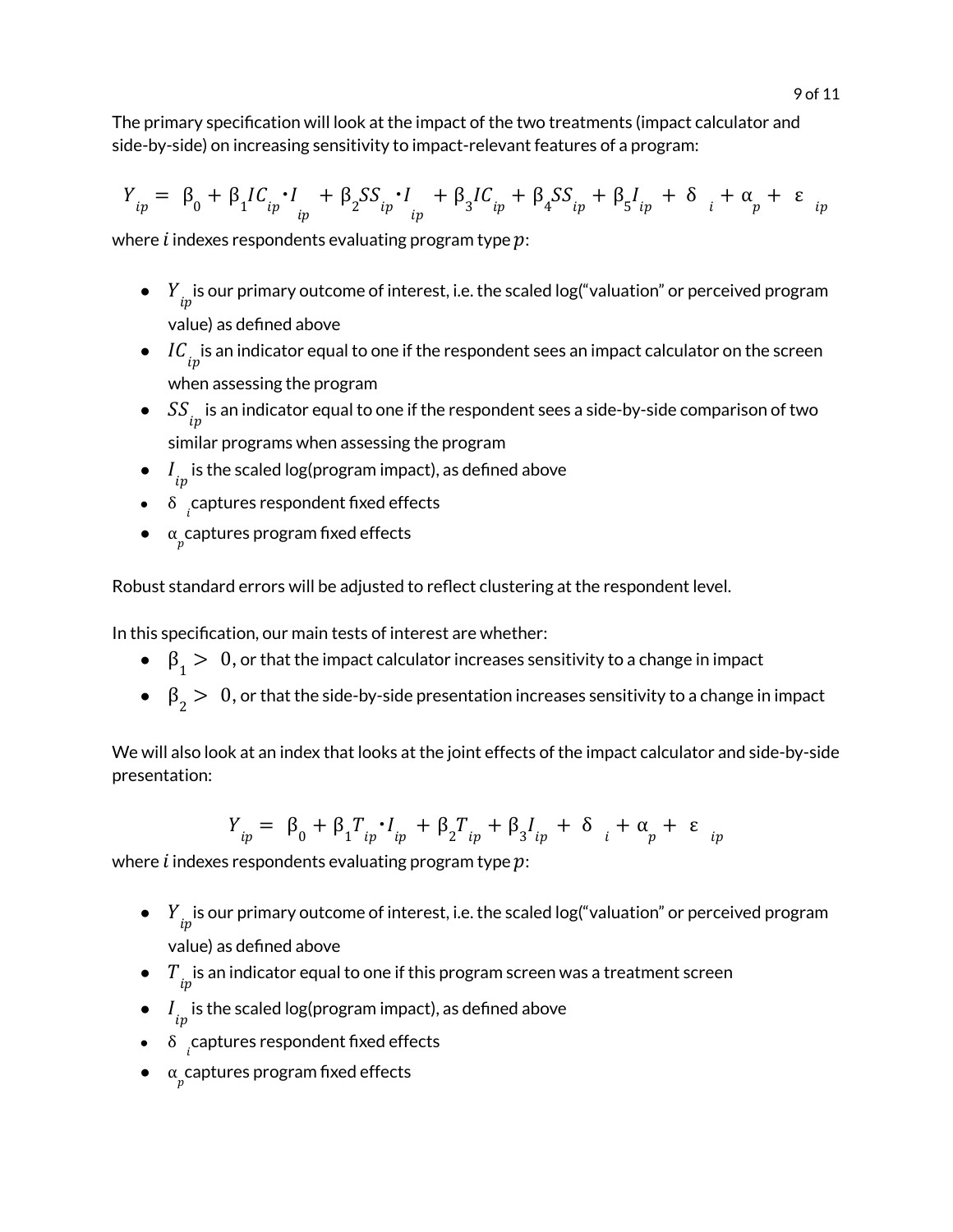The primary specification will look at the impact of the two treatments (impact calculator and side-by-side) on increasing sensitivity to impact-relevant features of a program:

$$Y_{ip} = \beta_0 + \beta_1 IC_{ip} \cdot I_{ip} + \beta_2 SS_{ip} \cdot I_{ip} + \beta_3 IC_{ip} + \beta_4 SS_{ip} + \beta_5 I_{ip} + \delta_i + \alpha_p + \varepsilon_{ip}$$

where $i$ indexes respondents evaluating program type $p$:

- $Y_{ip}$ is our primary outcome of interest, i.e. the scaled log("valuation" or perceived program value) as defined above
- $IC_{ip}$ is an indicator equal to one if the respondent sees an impact calculator on the screen when assessing the program
- $SS_{ip}$ is an indicator equal to one if the respondent sees a side-by-side comparison of two similar programs when assessing the program
- $I_{ip}$ is the scaled log(program impact), as defined above
- $\delta_i$ captures respondent fixed effects
- $\alpha_p$ captures program fixed effects

Robust standard errors will be adjusted to reflect clustering at the respondent level.

In this specification, our main tests of interest are whether:

- $\beta_1 > 0$, or that the impact calculator increases sensitivity to a change in impact
- $\beta_2 > 0$, or that the side-by-side presentation increases sensitivity to a change in impact

We will also look at an index that looks at the joint effects of the impact calculator and side-by-side presentation:

$$Y_{ip} = \beta_0 + \beta_1 T_{ip} \cdot I_{ip} + \beta_2 T_{ip} + \beta_3 I_{ip} + \delta_i + \alpha_p + \varepsilon_{ip}$$

where $i$ indexes respondents evaluating program type $p$:

- $Y_{ip}$ is our primary outcome of interest, i.e. the scaled log("valuation" or perceived program value) as defined above
- $T_{ip}$ is an indicator equal to one if this program screen was a treatment screen
- $I_{ip}$ is the scaled log(program impact), as defined above
- $\delta_i$ captures respondent fixed effects
- $\alpha_p$ captures program fixed effects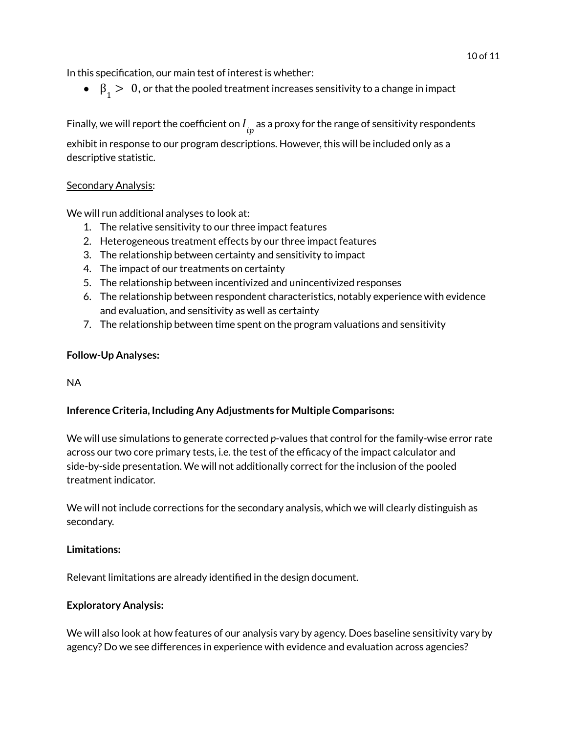In this specification, our main test of interest is whether:

- $\beta_1 > 0$, or that the pooled treatment increases sensitivity to a change in impact

Finally, we will report the coefficient on $I_{ip}$ as a proxy for the range of sensitivity respondents exhibit in response to our program descriptions. However, this will be included only as a descriptive statistic.

<u>Secondary Analysis</u>:

We will run additional analyses to look at:

1. The relative sensitivity to our three impact features
2. Heterogeneous treatment effects by our three impact features
3. The relationship between certainty and sensitivity to impact
4. The impact of our treatments on certainty
5. The relationship between incentivized and unincentivized responses
6. The relationship between respondent characteristics, notably experience with evidence and evaluation, and sensitivity as well as certainty
7. The relationship between time spent on the program valuations and sensitivity

**Follow-Up Analyses:**

NA

**Inference Criteria, Including Any Adjustments for Multiple Comparisons:**

We will use simulations to generate corrected *p*-values that control for the family-wise error rate across our two core primary tests, i.e. the test of the efficacy of the impact calculator and side-by-side presentation. We will not additionally correct for the inclusion of the pooled treatment indicator.

We will not include corrections for the secondary analysis, which we will clearly distinguish as secondary.

**Limitations:**

Relevant limitations are already identified in the design document.

**Exploratory Analysis:**

We will also look at how features of our analysis vary by agency. Does baseline sensitivity vary by agency? Do we see differences in experience with evidence and evaluation across agencies?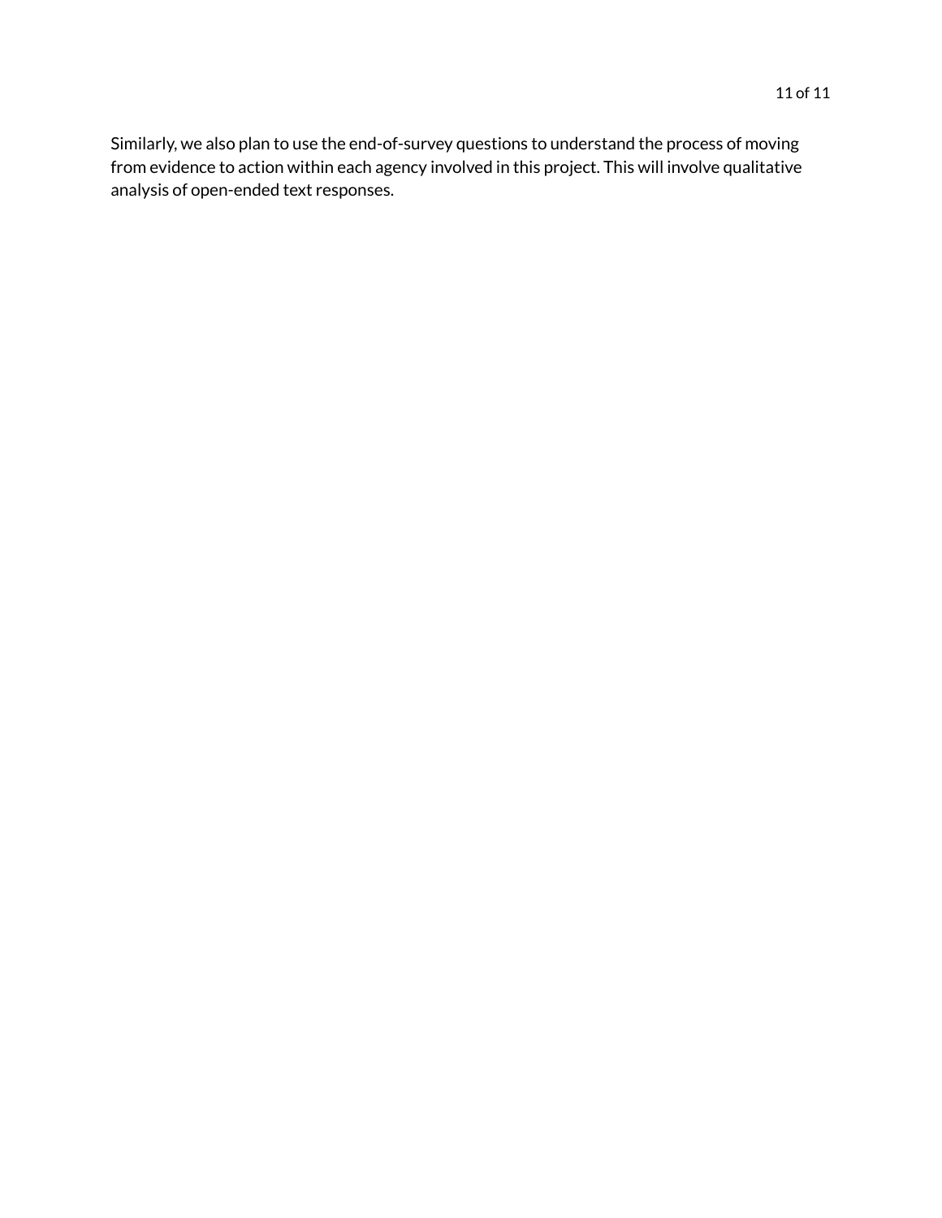Similarly, we also plan to use the end-of-survey questions to understand the process of moving from evidence to action within each agency involved in this project. This will involve qualitative analysis of open-ended text responses.